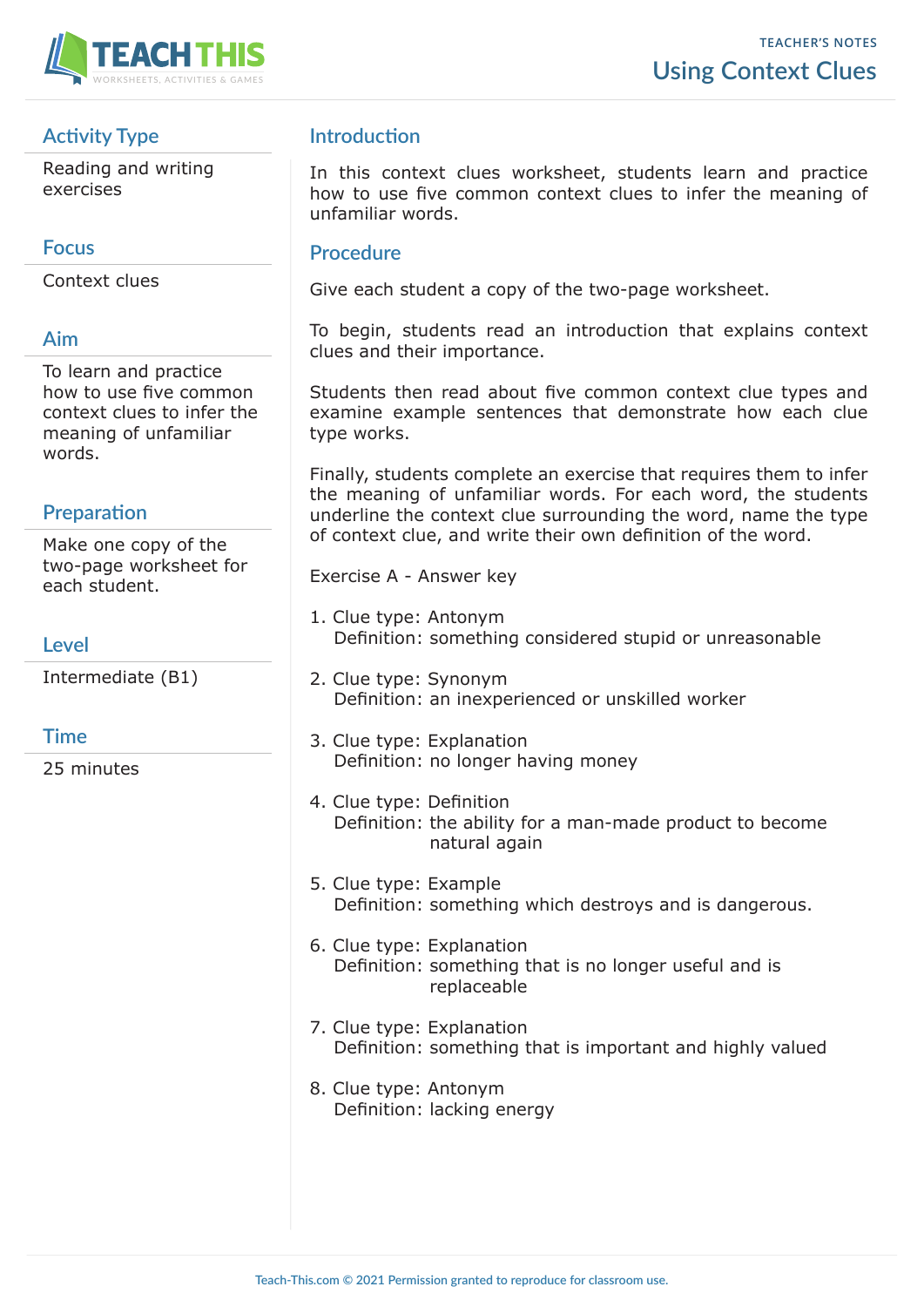TEACHER'S NOTES

# Using Context Clues

## Activity Type

Reading and writing exercises

## Focus

Context clues

## Aim

To learn and practice how to use five common context clues to infer the meaning of unfamiliar words.

## Preparation

Make one copy of the two-page worksheet for each student.

## Level

Intermediate (B1)

## Time

25 minutes

## Introduction

In this context clues worksheet, students learn and practice how to use five common context clues to infer the meaning of unfamiliar words.

## Procedure

Give each student a copy of the two-page worksheet.

To begin, students read an introduction that explains context clues and their importance.

Students then read about five common context clue types and examine example sentences that demonstrate how each clue type works.

Finally, students complete an exercise that requires them to infer the meaning of unfamiliar words. For each word, the students underline the context clue surrounding the word, name the type of context clue, and write their own definition of the word.

Exercise A - Answer key

1. Clue type: Antonym
   Definition: something considered stupid or unreasonable

2. Clue type: Synonym
   Definition: an inexperienced or unskilled worker

3. Clue type: Explanation
   Definition: no longer having money

4. Clue type: Definition
   Definition: the ability for a man-made product to become natural again

5. Clue type: Example
   Definition: something which destroys and is dangerous.

6. Clue type: Explanation
   Definition: something that is no longer useful and is replaceable

7. Clue type: Explanation
   Definition: something that is important and highly valued

8. Clue type: Antonym
   Definition: lacking energy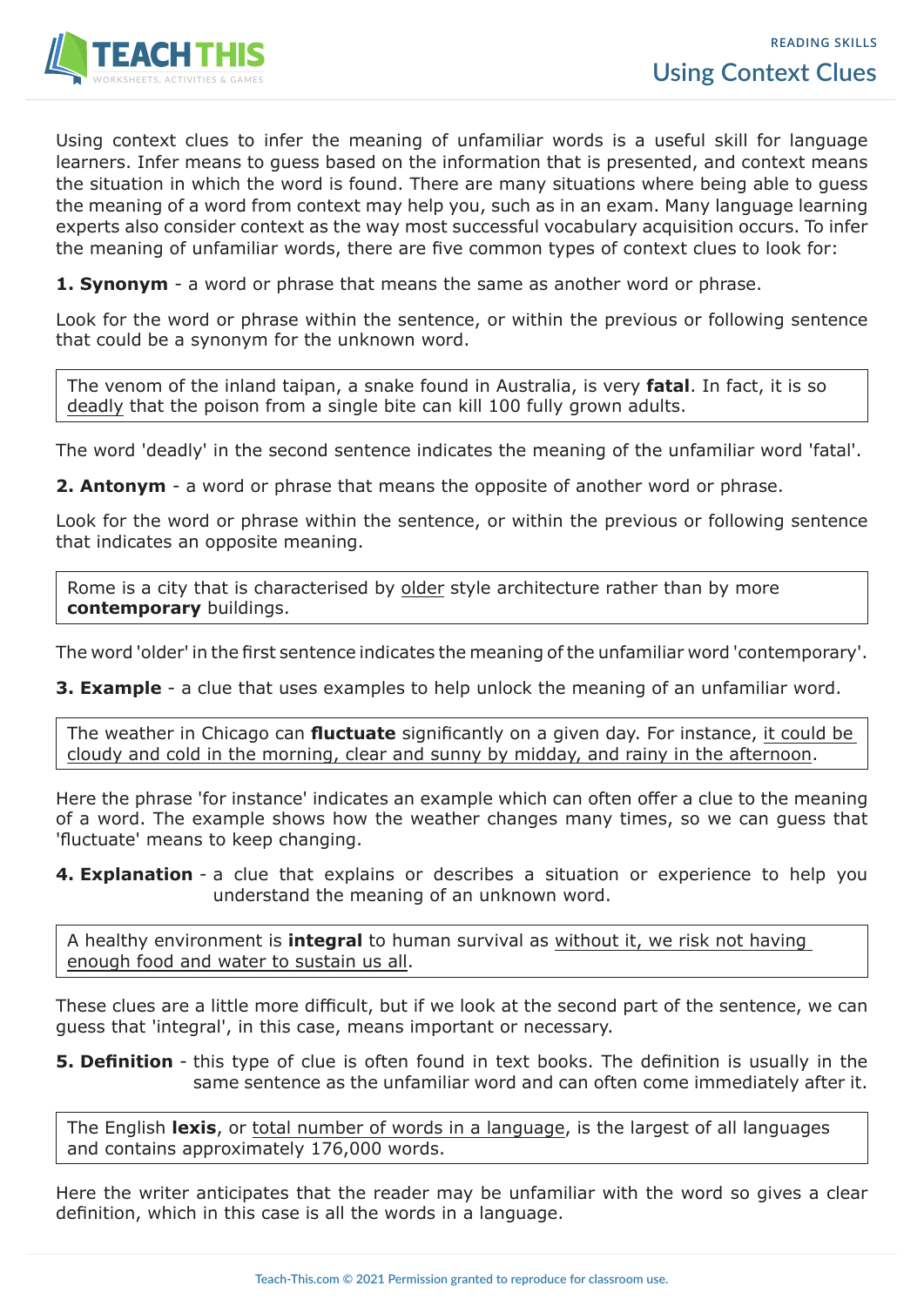# Using Context Clues

Using context clues to infer the meaning of unfamiliar words is a useful skill for language learners. Infer means to guess based on the information that is presented, and context means the situation in which the word is found. There are many situations where being able to guess the meaning of a word from context may help you, such as in an exam. Many language learning experts also consider context as the way most successful vocabulary acquisition occurs. To infer the meaning of unfamiliar words, there are five common types of context clues to look for:

**1. Synonym** - a word or phrase that means the same as another word or phrase.

Look for the word or phrase within the sentence, or within the previous or following sentence that could be a synonym for the unknown word.

> The venom of the inland taipan, a snake found in Australia, is very **fatal**. In fact, it is so <u>deadly</u> that the poison from a single bite can kill 100 fully grown adults.

The word 'deadly' in the second sentence indicates the meaning of the unfamiliar word 'fatal'.

**2. Antonym** - a word or phrase that means the opposite of another word or phrase.

Look for the word or phrase within the sentence, or within the previous or following sentence that indicates an opposite meaning.

> Rome is a city that is characterised by <u>older</u> style architecture rather than by more **contemporary** buildings.

The word 'older' in the first sentence indicates the meaning of the unfamiliar word 'contemporary'.

**3. Example** - a clue that uses examples to help unlock the meaning of an unfamiliar word.

> The weather in Chicago can **fluctuate** significantly on a given day. For instance, <u>it could be cloudy and cold in the morning, clear and sunny by midday, and rainy in the afternoon</u>.

Here the phrase 'for instance' indicates an example which can often offer a clue to the meaning of a word. The example shows how the weather changes many times, so we can guess that 'fluctuate' means to keep changing.

**4. Explanation** - a clue that explains or describes a situation or experience to help you understand the meaning of an unknown word.

> A healthy environment is **integral** to human survival as <u>without it, we risk not having enough food and water to sustain us all</u>.

These clues are a little more difficult, but if we look at the second part of the sentence, we can guess that 'integral', in this case, means important or necessary.

**5. Definition** - this type of clue is often found in text books. The definition is usually in the same sentence as the unfamiliar word and can often come immediately after it.

> The English **lexis**, or <u>total number of words in a language</u>, is the largest of all languages and contains approximately 176,000 words.

Here the writer anticipates that the reader may be unfamiliar with the word so gives a clear definition, which in this case is all the words in a language.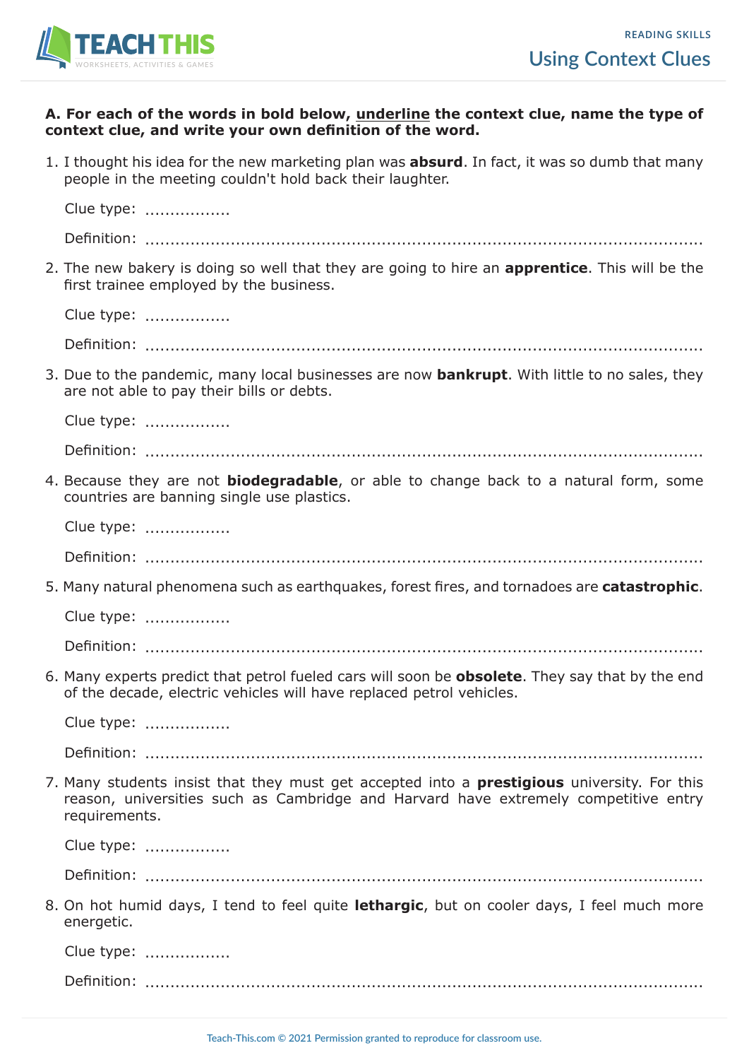## Using Context Clues

**A. For each of the words in bold below, underline the context clue, name the type of context clue, and write your own definition of the word.**

1. I thought his idea for the new marketing plan was **absurd**. In fact, it was so dumb that many people in the meeting couldn't hold back their laughter.

   Clue type: .................

   Definition: ....................................................................................................

2. The new bakery is doing so well that they are going to hire an **apprentice**. This will be the first trainee employed by the business.

   Clue type: .................

   Definition: ....................................................................................................

3. Due to the pandemic, many local businesses are now **bankrupt**. With little to no sales, they are not able to pay their bills or debts.

   Clue type: .................

   Definition: ....................................................................................................

4. Because they are not **biodegradable**, or able to change back to a natural form, some countries are banning single use plastics.

   Clue type: .................

   Definition: ....................................................................................................

5. Many natural phenomena such as earthquakes, forest fires, and tornadoes are **catastrophic**.

   Clue type: .................

   Definition: ....................................................................................................

6. Many experts predict that petrol fueled cars will soon be **obsolete**. They say that by the end of the decade, electric vehicles will have replaced petrol vehicles.

   Clue type: .................

   Definition: ....................................................................................................

7. Many students insist that they must get accepted into a **prestigious** university. For this reason, universities such as Cambridge and Harvard have extremely competitive entry requirements.

   Clue type: .................

   Definition: ....................................................................................................

8. On hot humid days, I tend to feel quite **lethargic**, but on cooler days, I feel much more energetic.

   Clue type: .................

   Definition: ....................................................................................................